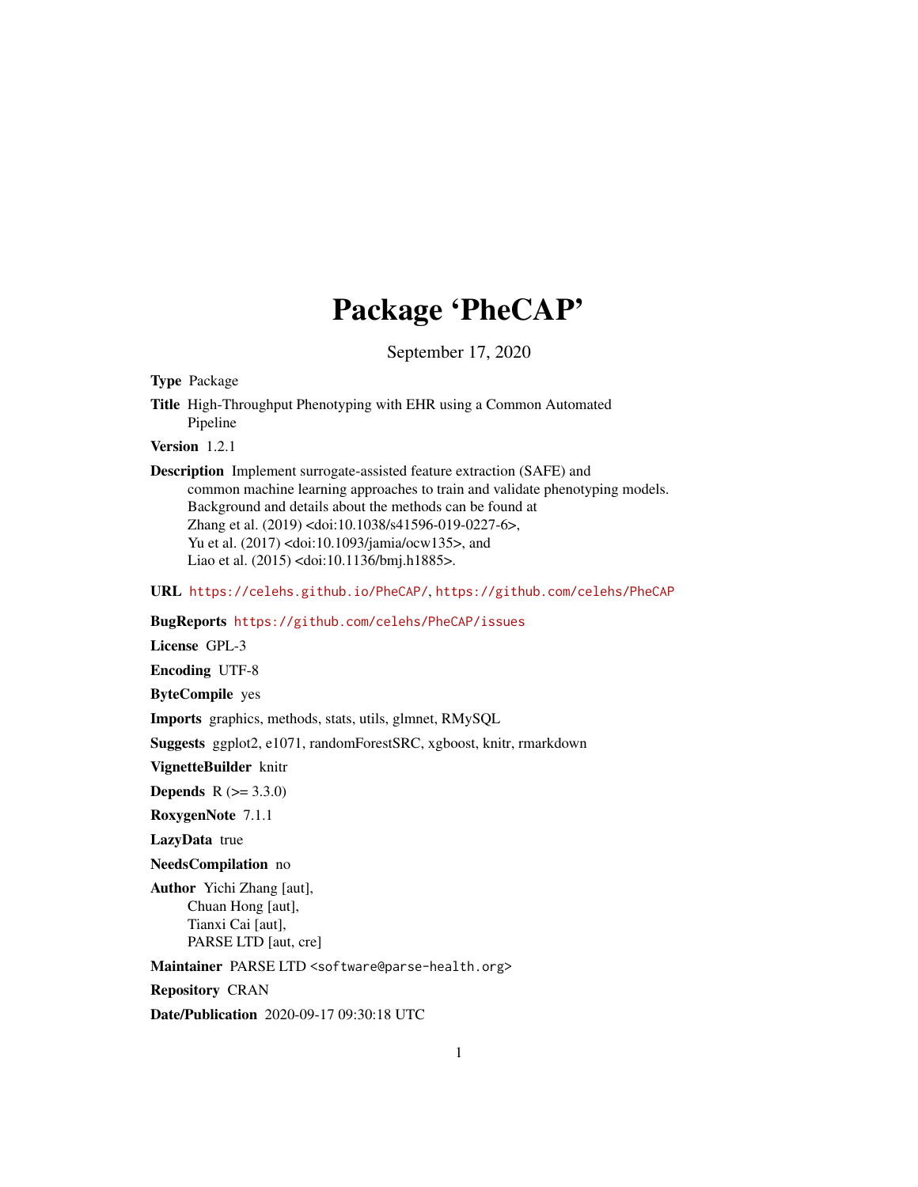# Package 'PheCAP'

September 17, 2020

**Type** Package

**Title** High-Throughput Phenotyping with EHR using a Common Automated Pipeline

**Version** 1.2.1

**Description** Implement surrogate-assisted feature extraction (SAFE) and common machine learning approaches to train and validate phenotyping models. Background and details about the methods can be found at Zhang et al. (2019) <doi:10.1038/s41596-019-0227-6>, Yu et al. (2017) <doi:10.1093/jamia/ocw135>, and Liao et al. (2015) <doi:10.1136/bmj.h1885>.

**URL** https://celehs.github.io/PheCAP/, https://github.com/celehs/PheCAP

**BugReports** https://github.com/celehs/PheCAP/issues

**License** GPL-3

**Encoding** UTF-8

**ByteCompile** yes

**Imports** graphics, methods, stats, utils, glmnet, RMySQL

**Suggests** ggplot2, e1071, randomForestSRC, xgboost, knitr, rmarkdown

**VignetteBuilder** knitr

**Depends** R (>= 3.3.0)

**RoxygenNote** 7.1.1

**LazyData** true

**NeedsCompilation** no

**Author** Yichi Zhang [aut],
Chuan Hong [aut],
Tianxi Cai [aut],
PARSE LTD [aut, cre]

**Maintainer** PARSE LTD <software@parse-health.org>

**Repository** CRAN

**Date/Publication** 2020-09-17 09:30:18 UTC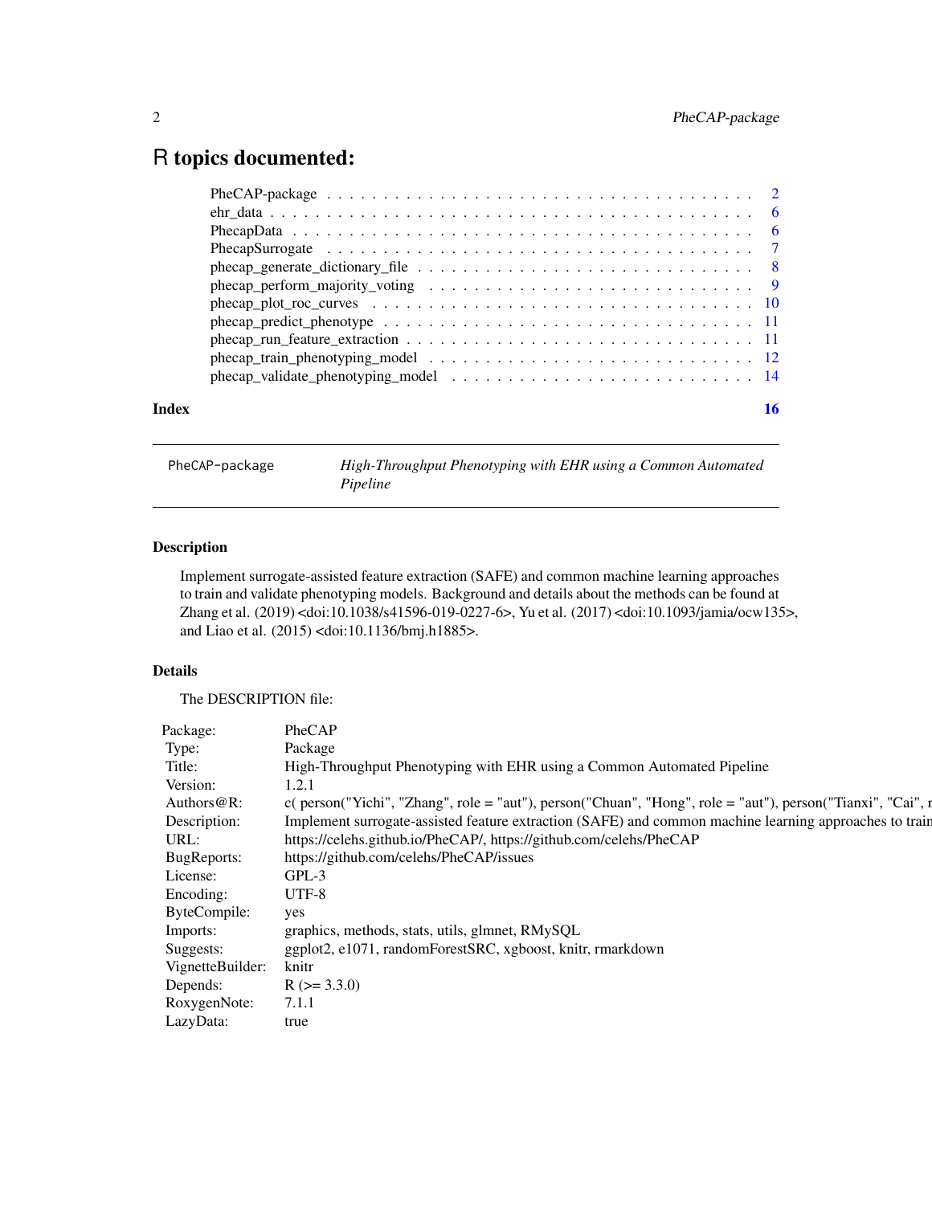# R topics documented:

| | |
|---|---|
| PheCAP-package | 2 |
| ehr_data | 6 |
| PhecapData | 6 |
| PhecapSurrogate | 7 |
| phecap_generate_dictionary_file | 8 |
| phecap_perform_majority_voting | 9 |
| phecap_plot_roc_curves | 10 |
| phecap_predict_phenotype | 11 |
| phecap_run_feature_extraction | 11 |
| phecap_train_phenotyping_model | 12 |
| phecap_validate_phenotyping_model | 14 |

**Index** 16

---

`PheCAP-package` *High-Throughput Phenotyping with EHR using a Common Automated Pipeline*

---

## Description

Implement surrogate-assisted feature extraction (SAFE) and common machine learning approaches to train and validate phenotyping models. Background and details about the methods can be found at Zhang et al. (2019) <doi:10.1038/s41596-019-0227-6>, Yu et al. (2017) <doi:10.1093/jamia/ocw135>, and Liao et al. (2015) <doi:10.1136/bmj.h1885>.

## Details

The DESCRIPTION file:

| | |
|---|---|
| Package: | PheCAP |
| Type: | Package |
| Title: | High-Throughput Phenotyping with EHR using a Common Automated Pipeline |
| Version: | 1.2.1 |
| Authors@R: | c( person("Yichi", "Zhang", role = "aut"), person("Chuan", "Hong", role = "aut"), person("Tianxi", "Cai", r |
| Description: | Implement surrogate-assisted feature extraction (SAFE) and common machine learning approaches to train |
| URL: | https://celehs.github.io/PheCAP/, https://github.com/celehs/PheCAP |
| BugReports: | https://github.com/celehs/PheCAP/issues |
| License: | GPL-3 |
| Encoding: | UTF-8 |
| ByteCompile: | yes |
| Imports: | graphics, methods, stats, utils, glmnet, RMySQL |
| Suggests: | ggplot2, e1071, randomForestSRC, xgboost, knitr, rmarkdown |
| VignetteBuilder: | knitr |
| Depends: | R (>= 3.3.0) |
| RoxygenNote: | 7.1.1 |
| LazyData: | true |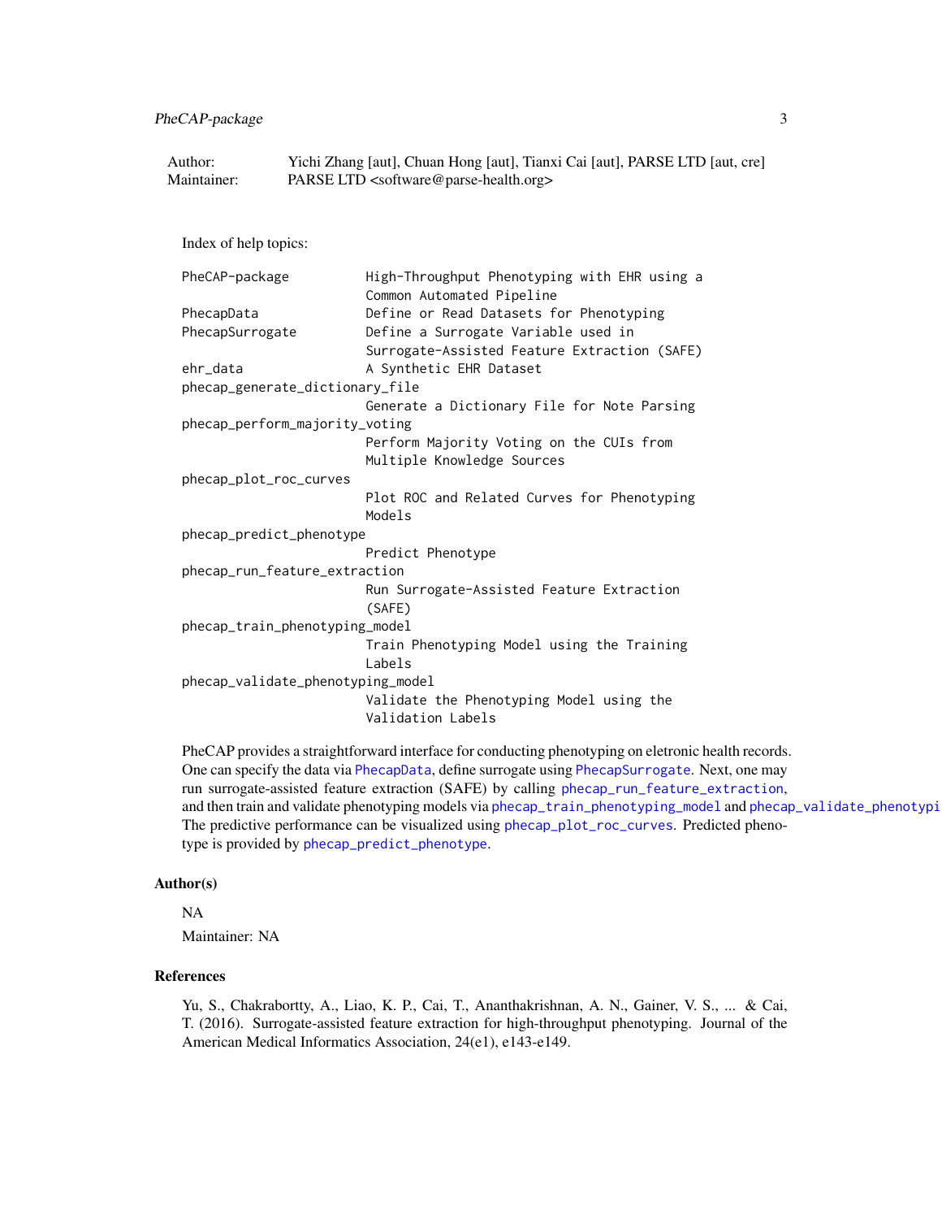| | |
|---|---|
| Author: | Yichi Zhang [aut], Chuan Hong [aut], Tianxi Cai [aut], PARSE LTD [aut, cre] |
| Maintainer: | PARSE LTD <software@parse-health.org> |

Index of help topics:

```
PheCAP-package          High-Throughput Phenotyping with EHR using a
                        Common Automated Pipeline
PhecapData              Define or Read Datasets for Phenotyping
PhecapSurrogate         Define a Surrogate Variable used in
                        Surrogate-Assisted Feature Extraction (SAFE)
ehr_data                A Synthetic EHR Dataset
phecap_generate_dictionary_file
                        Generate a Dictionary File for Note Parsing
phecap_perform_majority_voting
                        Perform Majority Voting on the CUIs from
                        Multiple Knowledge Sources
phecap_plot_roc_curves
                        Plot ROC and Related Curves for Phenotyping
                        Models
phecap_predict_phenotype
                        Predict Phenotype
phecap_run_feature_extraction
                        Run Surrogate-Assisted Feature Extraction
                        (SAFE)
phecap_train_phenotyping_model
                        Train Phenotyping Model using the Training
                        Labels
phecap_validate_phenotyping_model
                        Validate the Phenotyping Model using the
                        Validation Labels
```

PheCAP provides a straightforward interface for conducting phenotyping on eletronic health records. One can specify the data via `PhecapData`, define surrogate using `PhecapSurrogate`. Next, one may run surrogate-assisted feature extraction (SAFE) by calling `phecap_run_feature_extraction`, and then train and validate phenotyping models via `phecap_train_phenotyping_model` and `phecap_validate_phenotypi` The predictive performance can be visualized using `phecap_plot_roc_curves`. Predicted phenotype is provided by `phecap_predict_phenotype`.

## Author(s)

NA

Maintainer: NA

## References

Yu, S., Chakrabortty, A., Liao, K. P., Cai, T., Ananthakrishnan, A. N., Gainer, V. S., ... & Cai, T. (2016). Surrogate-assisted feature extraction for high-throughput phenotyping. Journal of the American Medical Informatics Association, 24(e1), e143-e149.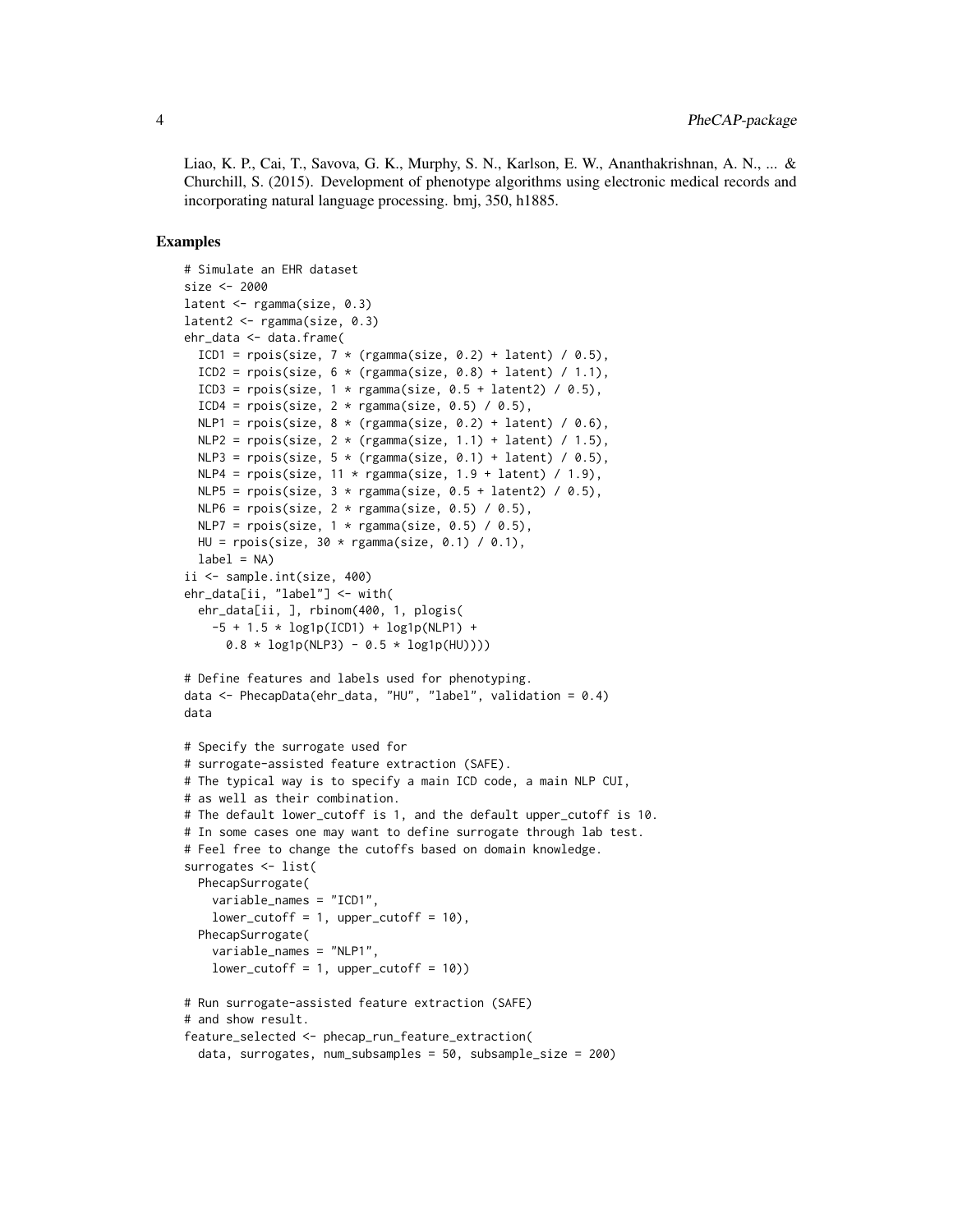Liao, K. P., Cai, T., Savova, G. K., Murphy, S. N., Karlson, E. W., Ananthakrishnan, A. N., ... & Churchill, S. (2015). Development of phenotype algorithms using electronic medical records and incorporating natural language processing. bmj, 350, h1885.

## Examples

```
# Simulate an EHR dataset
size <- 2000
latent <- rgamma(size, 0.3)
latent2 <- rgamma(size, 0.3)
ehr_data <- data.frame(
  ICD1 = rpois(size, 7 * (rgamma(size, 0.2) + latent) / 0.5),
  ICD2 = rpois(size, 6 * (rgamma(size, 0.8) + latent) / 1.1),
  ICD3 = rpois(size, 1 * rgamma(size, 0.5 + latent2) / 0.5),
  ICD4 = rpois(size, 2 * rgamma(size, 0.5) / 0.5),
  NLP1 = rpois(size, 8 * (rgamma(size, 0.2) + latent) / 0.6),
  NLP2 = rpois(size, 2 * (rgamma(size, 1.1) + latent) / 1.5),
  NLP3 = rpois(size, 5 * (rgamma(size, 0.1) + latent) / 0.5),
  NLP4 = rpois(size, 11 * rgamma(size, 1.9 + latent) / 1.9),
  NLP5 = rpois(size, 3 * rgamma(size, 0.5 + latent2) / 0.5),
  NLP6 = rpois(size, 2 * rgamma(size, 0.5) / 0.5),
  NLP7 = rpois(size, 1 * rgamma(size, 0.5) / 0.5),
  HU = rpois(size, 30 * rgamma(size, 0.1) / 0.1),
  label = NA)
ii <- sample.int(size, 400)
ehr_data[ii, "label"] <- with(
  ehr_data[ii, ], rbinom(400, 1, plogis(
    -5 + 1.5 * log1p(ICD1) + log1p(NLP1) +
      0.8 * log1p(NLP3) - 0.5 * log1p(HU))))

# Define features and labels used for phenotyping.
data <- PhecapData(ehr_data, "HU", "label", validation = 0.4)
data

# Specify the surrogate used for
# surrogate-assisted feature extraction (SAFE).
# The typical way is to specify a main ICD code, a main NLP CUI,
# as well as their combination.
# The default lower_cutoff is 1, and the default upper_cutoff is 10.
# In some cases one may want to define surrogate through lab test.
# Feel free to change the cutoffs based on domain knowledge.
surrogates <- list(
  PhecapSurrogate(
    variable_names = "ICD1",
    lower_cutoff = 1, upper_cutoff = 10),
  PhecapSurrogate(
    variable_names = "NLP1",
    lower_cutoff = 1, upper_cutoff = 10))

# Run surrogate-assisted feature extraction (SAFE)
# and show result.
feature_selected <- phecap_run_feature_extraction(
  data, surrogates, num_subsamples = 50, subsample_size = 200)
```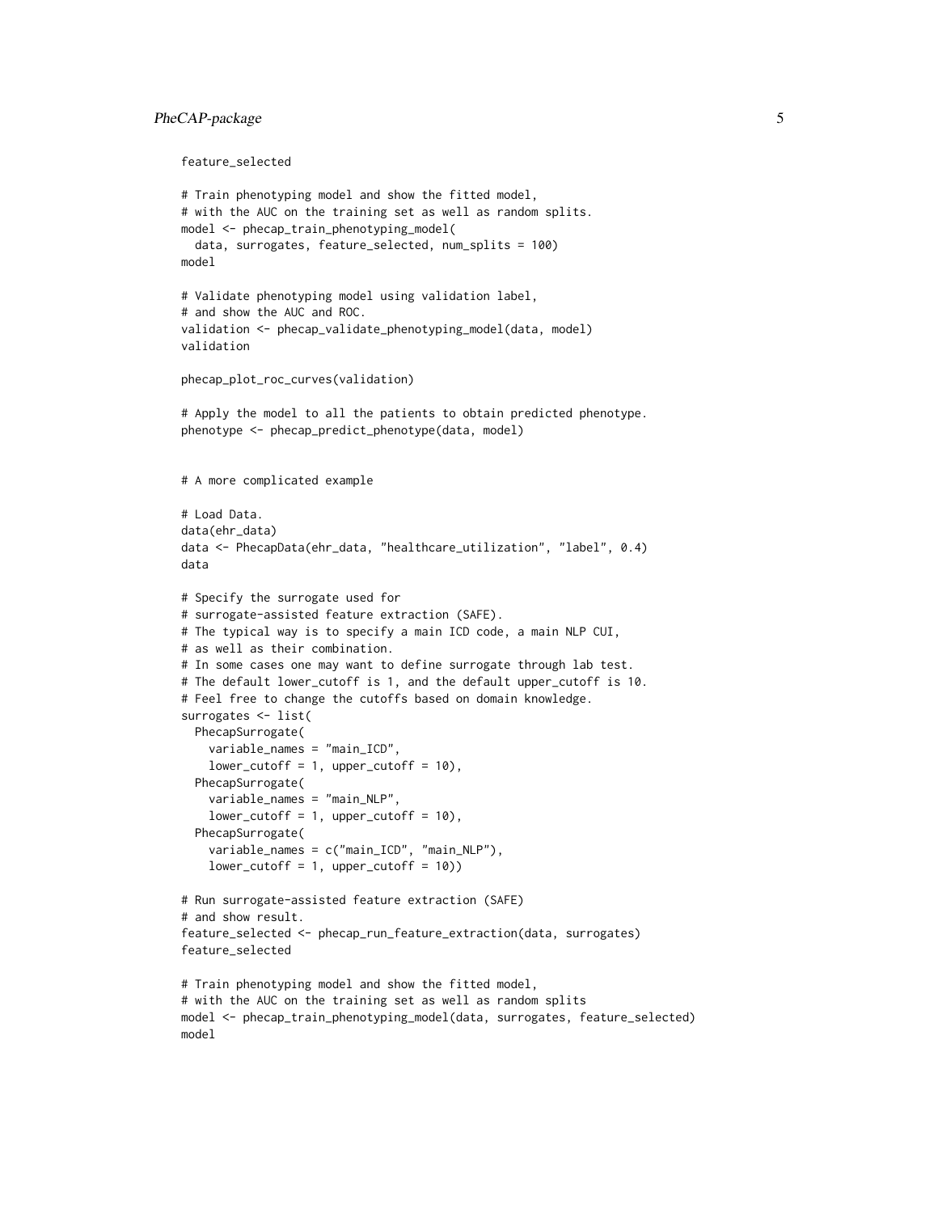```
feature_selected

# Train phenotyping model and show the fitted model,
# with the AUC on the training set as well as random splits.
model <- phecap_train_phenotyping_model(
  data, surrogates, feature_selected, num_splits = 100)
model

# Validate phenotyping model using validation label,
# and show the AUC and ROC.
validation <- phecap_validate_phenotyping_model(data, model)
validation

phecap_plot_roc_curves(validation)

# Apply the model to all the patients to obtain predicted phenotype.
phenotype <- phecap_predict_phenotype(data, model)


# A more complicated example

# Load Data.
data(ehr_data)
data <- PhecapData(ehr_data, "healthcare_utilization", "label", 0.4)
data

# Specify the surrogate used for
# surrogate-assisted feature extraction (SAFE).
# The typical way is to specify a main ICD code, a main NLP CUI,
# as well as their combination.
# In some cases one may want to define surrogate through lab test.
# The default lower_cutoff is 1, and the default upper_cutoff is 10.
# Feel free to change the cutoffs based on domain knowledge.
surrogates <- list(
  PhecapSurrogate(
    variable_names = "main_ICD",
    lower_cutoff = 1, upper_cutoff = 10),
  PhecapSurrogate(
    variable_names = "main_NLP",
    lower_cutoff = 1, upper_cutoff = 10),
  PhecapSurrogate(
    variable_names = c("main_ICD", "main_NLP"),
    lower_cutoff = 1, upper_cutoff = 10))

# Run surrogate-assisted feature extraction (SAFE)
# and show result.
feature_selected <- phecap_run_feature_extraction(data, surrogates)
feature_selected

# Train phenotyping model and show the fitted model,
# with the AUC on the training set as well as random splits
model <- phecap_train_phenotyping_model(data, surrogates, feature_selected)
model
```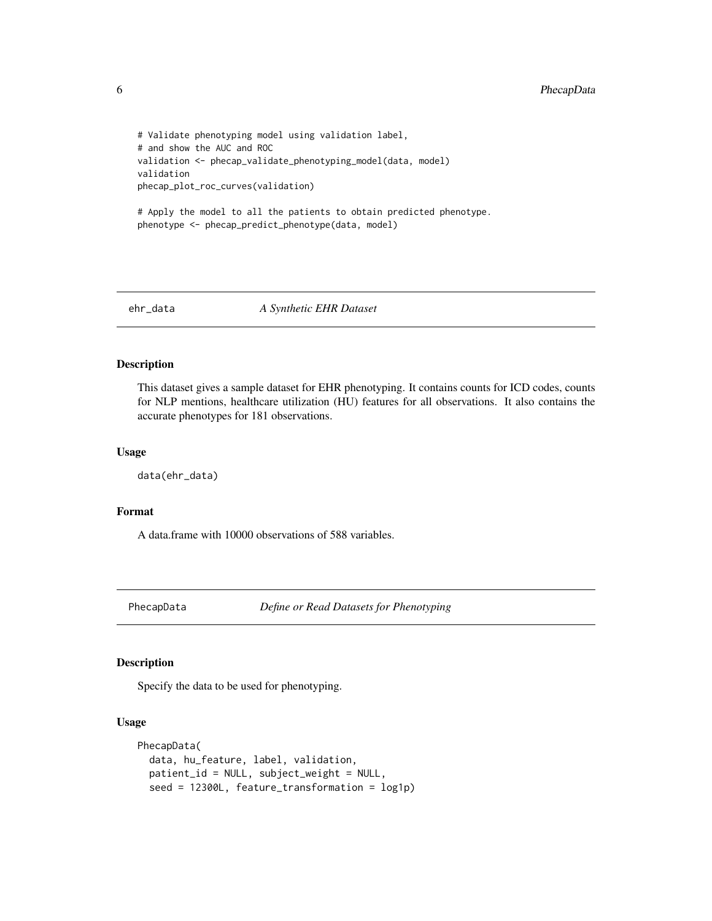```
# Validate phenotyping model using validation label,
# and show the AUC and ROC
validation <- phecap_validate_phenotyping_model(data, model)
validation
phecap_plot_roc_curves(validation)

# Apply the model to all the patients to obtain predicted phenotype.
phenotype <- phecap_predict_phenotype(data, model)
```

## ehr_data *A Synthetic EHR Dataset*

### Description

This dataset gives a sample dataset for EHR phenotyping. It contains counts for ICD codes, counts for NLP mentions, healthcare utilization (HU) features for all observations. It also contains the accurate phenotypes for 181 observations.

### Usage

```
data(ehr_data)
```

### Format

A data.frame with 10000 observations of 588 variables.

## PhecapData *Define or Read Datasets for Phenotyping*

### Description

Specify the data to be used for phenotyping.

### Usage

```
PhecapData(
  data, hu_feature, label, validation,
  patient_id = NULL, subject_weight = NULL,
  seed = 12300L, feature_transformation = log1p)
```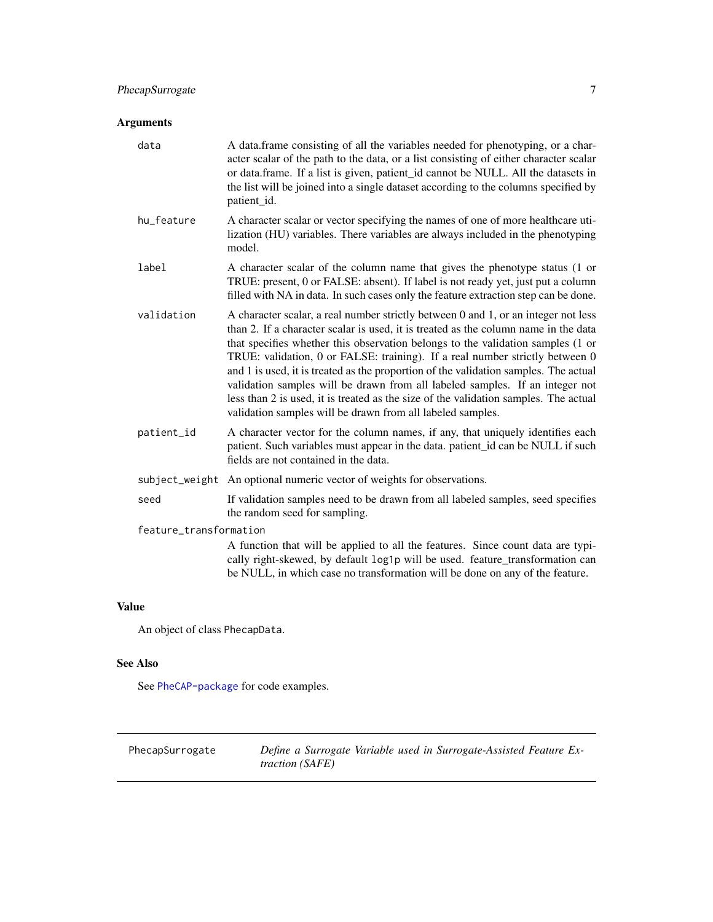## Arguments

**data** A data.frame consisting of all the variables needed for phenotyping, or a character scalar of the path to the data, or a list consisting of either character scalar or data.frame. If a list is given, patient_id cannot be NULL. All the datasets in the list will be joined into a single dataset according to the columns specified by patient_id.

**hu_feature** A character scalar or vector specifying the names of one of more healthcare utilization (HU) variables. There variables are always included in the phenotyping model.

**label** A character scalar of the column name that gives the phenotype status (1 or TRUE: present, 0 or FALSE: absent). If label is not ready yet, just put a column filled with NA in data. In such cases only the feature extraction step can be done.

**validation** A character scalar, a real number strictly between 0 and 1, or an integer not less than 2. If a character scalar is used, it is treated as the column name in the data that specifies whether this observation belongs to the validation samples (1 or TRUE: validation, 0 or FALSE: training). If a real number strictly between 0 and 1 is used, it is treated as the proportion of the validation samples. The actual validation samples will be drawn from all labeled samples. If an integer not less than 2 is used, it is treated as the size of the validation samples. The actual validation samples will be drawn from all labeled samples.

**patient_id** A character vector for the column names, if any, that uniquely identifies each patient. Such variables must appear in the data. patient_id can be NULL if such fields are not contained in the data.

**subject_weight** An optional numeric vector of weights for observations.

**seed** If validation samples need to be drawn from all labeled samples, seed specifies the random seed for sampling.

**feature_transformation** A function that will be applied to all the features. Since count data are typically right-skewed, by default `log1p` will be used. feature_transformation can be NULL, in which case no transformation will be done on any of the feature.

## Value

An object of class `PhecapData`.

## See Also

See `PheCAP-package` for code examples.

---

`PhecapSurrogate` *Define a Surrogate Variable used in Surrogate-Assisted Feature Extraction (SAFE)*

---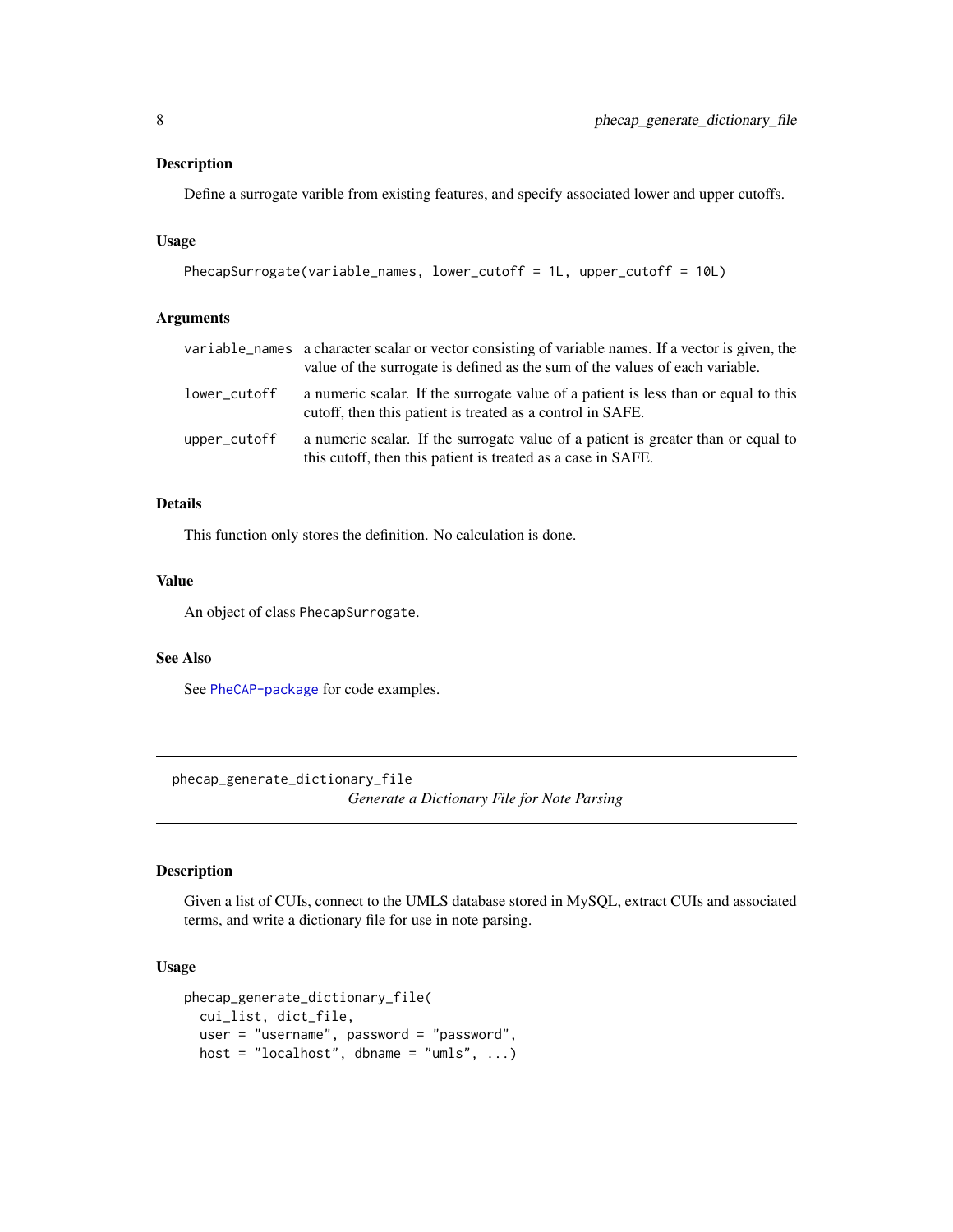### Description

Define a surrogate varible from existing features, and specify associated lower and upper cutoffs.

### Usage

```
PhecapSurrogate(variable_names, lower_cutoff = 1L, upper_cutoff = 10L)
```

### Arguments

| | |
|---|---|
| `variable_names` | a character scalar or vector consisting of variable names. If a vector is given, the value of the surrogate is defined as the sum of the values of each variable. |
| `lower_cutoff` | a numeric scalar. If the surrogate value of a patient is less than or equal to this cutoff, then this patient is treated as a control in SAFE. |
| `upper_cutoff` | a numeric scalar. If the surrogate value of a patient is greater than or equal to this cutoff, then this patient is treated as a case in SAFE. |

### Details

This function only stores the definition. No calculation is done.

### Value

An object of class `PhecapSurrogate`.

### See Also

See `PheCAP-package` for code examples.

---

## phecap_generate_dictionary_file — *Generate a Dictionary File for Note Parsing*

---

### Description

Given a list of CUIs, connect to the UMLS database stored in MySQL, extract CUIs and associated terms, and write a dictionary file for use in note parsing.

### Usage

```
phecap_generate_dictionary_file(
  cui_list, dict_file,
  user = "username", password = "password",
  host = "localhost", dbname = "umls", ...)
```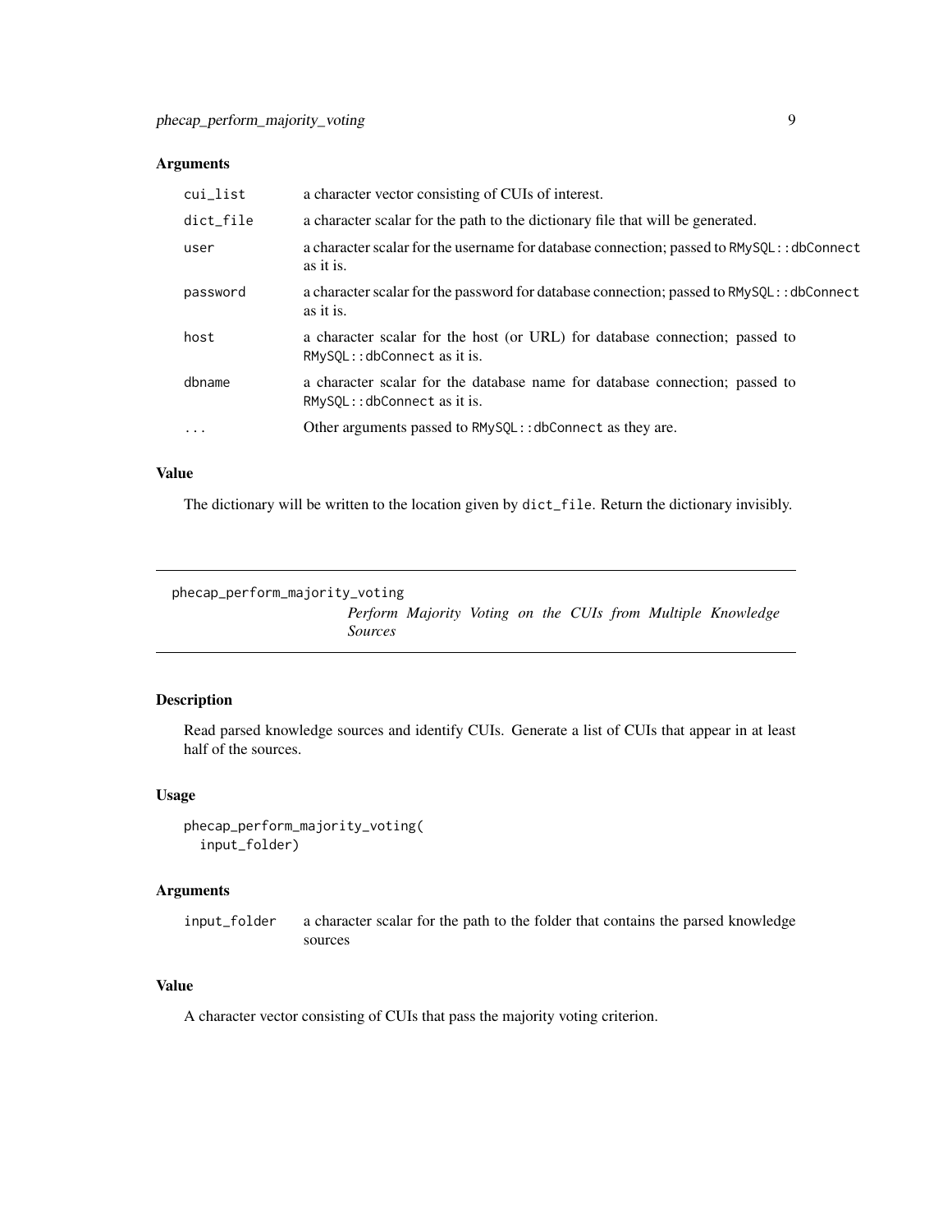### Arguments

| | |
|---|---|
| `cui_list` | a character vector consisting of CUIs of interest. |
| `dict_file` | a character scalar for the path to the dictionary file that will be generated. |
| `user` | a character scalar for the username for database connection; passed to `RMySQL::dbConnect` as it is. |
| `password` | a character scalar for the password for database connection; passed to `RMySQL::dbConnect` as it is. |
| `host` | a character scalar for the host (or URL) for database connection; passed to `RMySQL::dbConnect` as it is. |
| `dbname` | a character scalar for the database name for database connection; passed to `RMySQL::dbConnect` as it is. |
| `...` | Other arguments passed to `RMySQL::dbConnect` as they are. |

### Value

The dictionary will be written to the location given by `dict_file`. Return the dictionary invisibly.

---

## `phecap_perform_majority_voting`

*Perform Majority Voting on the CUIs from Multiple Knowledge Sources*

---

### Description

Read parsed knowledge sources and identify CUIs. Generate a list of CUIs that appear in at least half of the sources.

### Usage

```
phecap_perform_majority_voting(
  input_folder)
```

### Arguments

| | |
|---|---|
| `input_folder` | a character scalar for the path to the folder that contains the parsed knowledge sources |

### Value

A character vector consisting of CUIs that pass the majority voting criterion.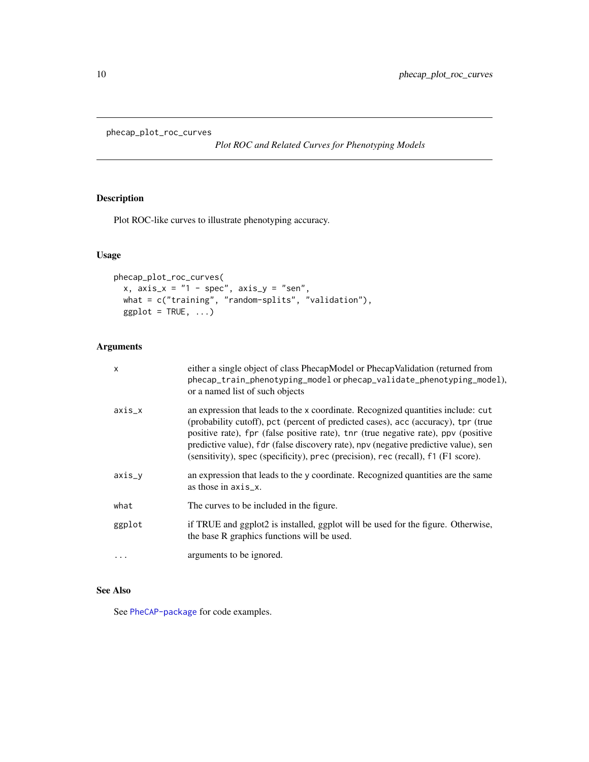phecap_plot_roc_curves

*Plot ROC and Related Curves for Phenotyping Models*

## Description

Plot ROC-like curves to illustrate phenotyping accuracy.

## Usage

```
phecap_plot_roc_curves(
  x, axis_x = "1 - spec", axis_y = "sen",
  what = c("training", "random-splits", "validation"),
  ggplot = TRUE, ...)
```

## Arguments

| | |
|---|---|
| `x` | either a single object of class PhecapModel or PhecapValidation (returned from `phecap_train_phenotyping_model` or `phecap_validate_phenotyping_model`), or a named list of such objects |
| `axis_x` | an expression that leads to the `x` coordinate. Recognized quantities include: `cut` (probability cutoff), `pct` (percent of predicted cases), `acc` (accuracy), `tpr` (true positive rate), `fpr` (false positive rate), `tnr` (true negative rate), `ppv` (positive predictive value), `fdr` (false discovery rate), `npv` (negative predictive value), `sen` (sensitivity), `spec` (specificity), `prec` (precision), `rec` (recall), `f1` (F1 score). |
| `axis_y` | an expression that leads to the `y` coordinate. Recognized quantities are the same as those in `axis_x`. |
| `what` | The curves to be included in the figure. |
| `ggplot` | if TRUE and ggplot2 is installed, ggplot will be used for the figure. Otherwise, the base R graphics functions will be used. |
| `...` | arguments to be ignored. |

## See Also

See `PheCAP-package` for code examples.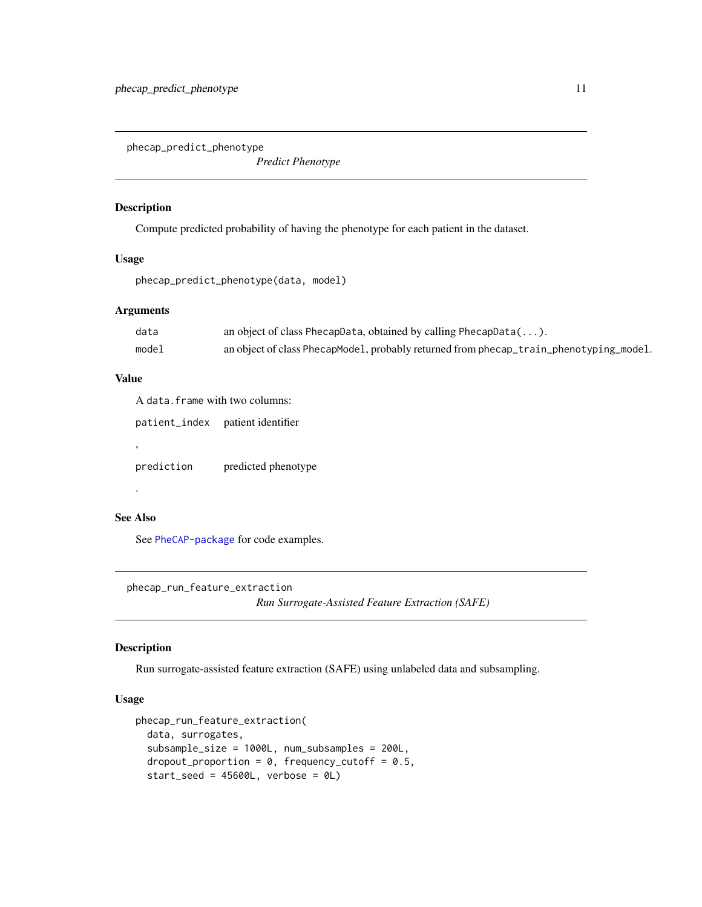## phecap_predict_phenotype

*Predict Phenotype*

### Description

Compute predicted probability of having the phenotype for each patient in the dataset.

### Usage

```
phecap_predict_phenotype(data, model)
```

### Arguments

| | |
|---|---|
| `data` | an object of class `PhecapData`, obtained by calling `PhecapData(...)`. |
| `model` | an object of class `PhecapModel`, probably returned from `phecap_train_phenotyping_model`. |

### Value

A `data.frame` with two columns:

| | |
|---|---|
| `patient_index` | patient identifier |

,

| | |
|---|---|
| `prediction` | predicted phenotype |

.

### See Also

See `PheCAP-package` for code examples.

## phecap_run_feature_extraction

*Run Surrogate-Assisted Feature Extraction (SAFE)*

### Description

Run surrogate-assisted feature extraction (SAFE) using unlabeled data and subsampling.

### Usage

```
phecap_run_feature_extraction(
  data, surrogates,
  subsample_size = 1000L, num_subsamples = 200L,
  dropout_proportion = 0, frequency_cutoff = 0.5,
  start_seed = 45600L, verbose = 0L)
```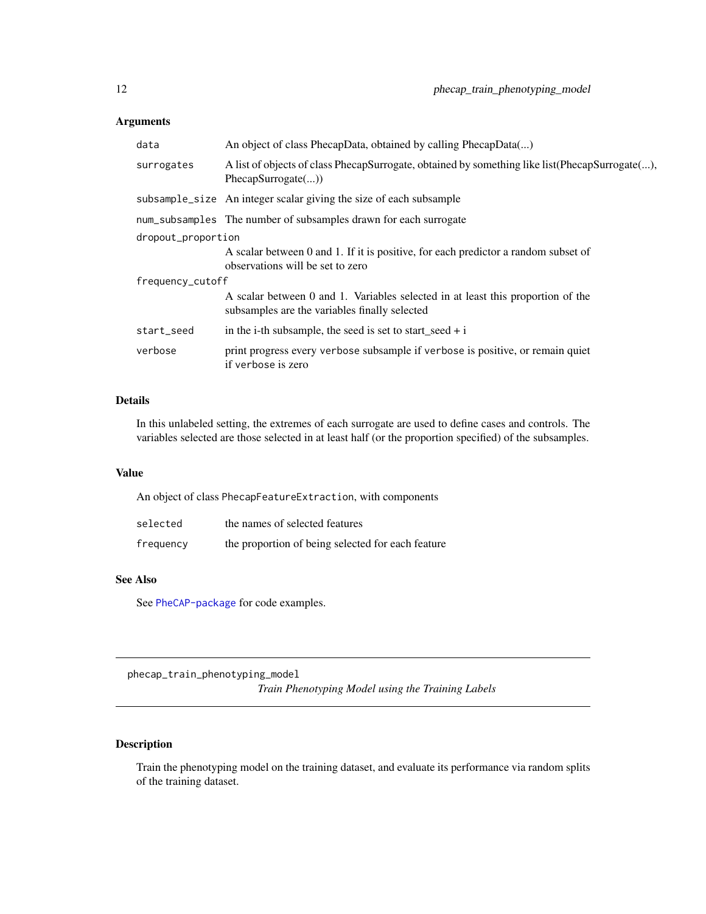### Arguments

| | |
|---|---|
| `data` | An object of class PhecapData, obtained by calling PhecapData(...) |
| `surrogates` | A list of objects of class PhecapSurrogate, obtained by something like list(PhecapSurrogate(...), PhecapSurrogate(...)) |
| `subsample_size` | An integer scalar giving the size of each subsample |
| `num_subsamples` | The number of subsamples drawn for each surrogate |
| `dropout_proportion` | A scalar between 0 and 1. If it is positive, for each predictor a random subset of observations will be set to zero |
| `frequency_cutoff` | A scalar between 0 and 1. Variables selected in at least this proportion of the subsamples are the variables finally selected |
| `start_seed` | in the i-th subsample, the seed is set to start_seed + i |
| `verbose` | print progress every `verbose` subsample if `verbose` is positive, or remain quiet if `verbose` is zero |

### Details

In this unlabeled setting, the extremes of each surrogate are used to define cases and controls. The variables selected are those selected in at least half (or the proportion specified) of the subsamples.

### Value

An object of class `PhecapFeatureExtraction`, with components

| | |
|---|---|
| `selected` | the names of selected features |
| `frequency` | the proportion of being selected for each feature |

### See Also

See `PheCAP-package` for code examples.

---

## `phecap_train_phenotyping_model` *Train Phenotyping Model using the Training Labels*

---

### Description

Train the phenotyping model on the training dataset, and evaluate its performance via random splits of the training dataset.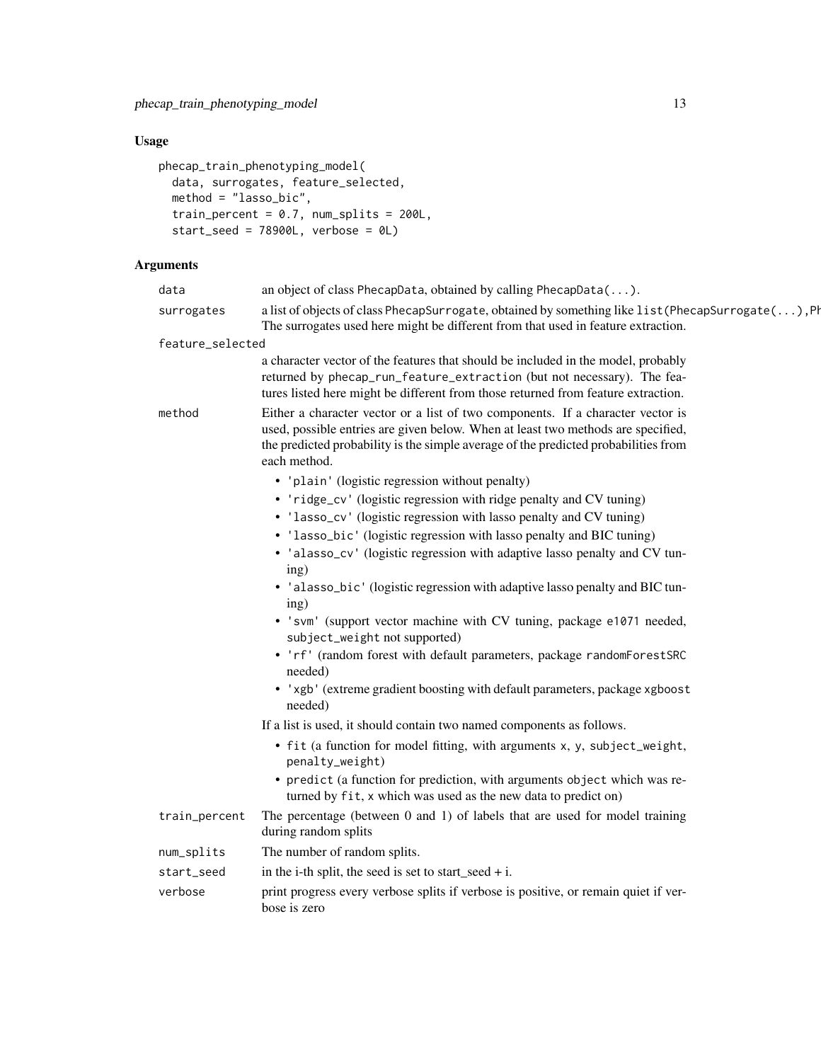## Usage

```
phecap_train_phenotyping_model(
  data, surrogates, feature_selected,
  method = "lasso_bic",
  train_percent = 0.7, num_splits = 200L,
  start_seed = 78900L, verbose = 0L)
```

## Arguments

| | |
|---|---|
| `data` | an object of class `PhecapData`, obtained by calling `PhecapData(...)`. |
| `surrogates` | a list of objects of class `PhecapSurrogate`, obtained by something like `list(PhecapSurrogate(...),Ph` The surrogates used here might be different from that used in feature extraction. |
| `feature_selected` | a character vector of the features that should be included in the model, probably returned by `phecap_run_feature_extraction` (but not necessary). The features listed here might be different from those returned from feature extraction. |
| `method` | Either a character vector or a list of two components. If a character vector is used, possible entries are given below. When at least two methods are specified, the predicted probability is the simple average of the predicted probabilities from each method.<br>• `'plain'` (logistic regression without penalty)<br>• `'ridge_cv'` (logistic regression with ridge penalty and CV tuning)<br>• `'lasso_cv'` (logistic regression with lasso penalty and CV tuning)<br>• `'lasso_bic'` (logistic regression with lasso penalty and BIC tuning)<br>• `'alasso_cv'` (logistic regression with adaptive lasso penalty and CV tuning)<br>• `'alasso_bic'` (logistic regression with adaptive lasso penalty and BIC tuning)<br>• `'svm'` (support vector machine with CV tuning, package `e1071` needed, `subject_weight` not supported)<br>• `'rf'` (random forest with default parameters, package `randomForestSRC` needed)<br>• `'xgb'` (extreme gradient boosting with default parameters, package `xgboost` needed)<br>If a list is used, it should contain two named components as follows.<br>• `fit` (a function for model fitting, with arguments `x`, `y`, `subject_weight`, `penalty_weight`)<br>• `predict` (a function for prediction, with arguments `object` which was returned by `fit`, `x` which was used as the new data to predict on) |
| `train_percent` | The percentage (between 0 and 1) of labels that are used for model training during random splits |
| `num_splits` | The number of random splits. |
| `start_seed` | in the i-th split, the seed is set to start_seed + i. |
| `verbose` | print progress every verbose splits if verbose is positive, or remain quiet if verbose is zero |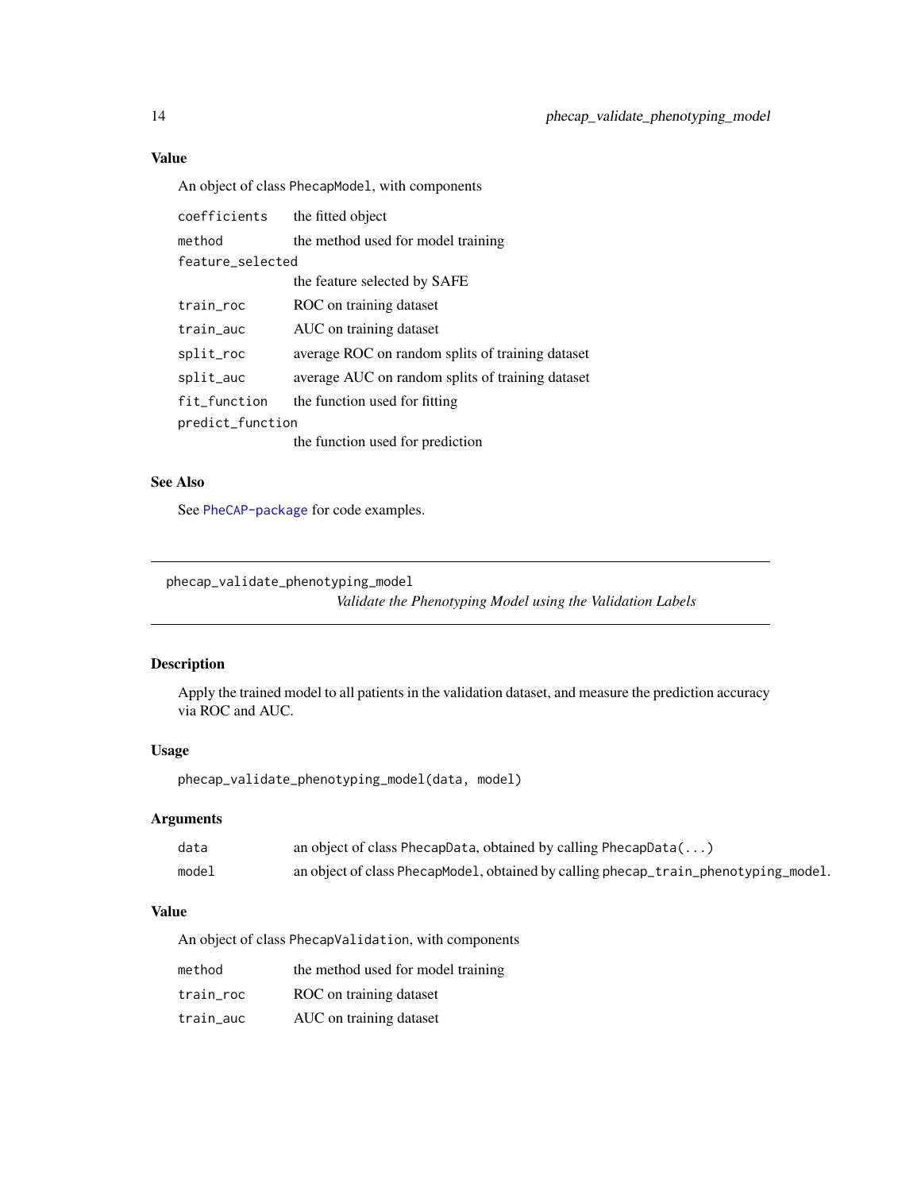### Value

An object of class PhecapModel, with components

| | |
|---|---|
| coefficients | the fitted object |
| method | the method used for model training |
| feature_selected | the feature selected by SAFE |
| train_roc | ROC on training dataset |
| train_auc | AUC on training dataset |
| split_roc | average ROC on random splits of training dataset |
| split_auc | average AUC on random splits of training dataset |
| fit_function | the function used for fitting |
| predict_function | the function used for prediction |

### See Also

See PheCAP-package for code examples.

---

## phecap_validate_phenotyping_model

*Validate the Phenotyping Model using the Validation Labels*

### Description

Apply the trained model to all patients in the validation dataset, and measure the prediction accuracy via ROC and AUC.

### Usage

```
phecap_validate_phenotyping_model(data, model)
```

### Arguments

| | |
|---|---|
| data | an object of class PhecapData, obtained by calling PhecapData(...) |
| model | an object of class PhecapModel, obtained by calling phecap_train_phenotyping_model. |

### Value

An object of class PhecapValidation, with components

| | |
|---|---|
| method | the method used for model training |
| train_roc | ROC on training dataset |
| train_auc | AUC on training dataset |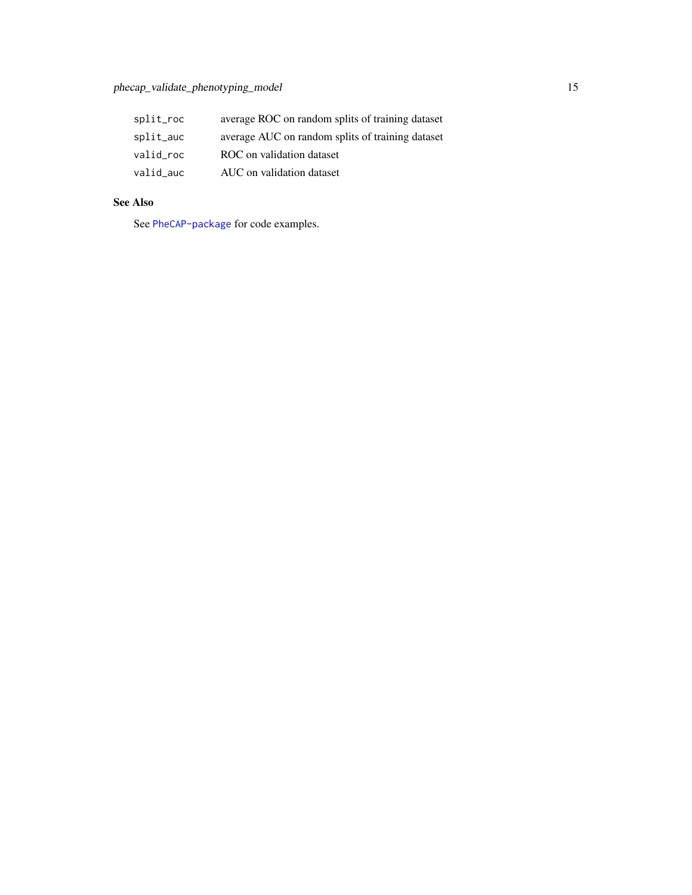| | |
|---|---|
| `split_roc` | average ROC on random splits of training dataset |
| `split_auc` | average AUC on random splits of training dataset |
| `valid_roc` | ROC on validation dataset |
| `valid_auc` | AUC on validation dataset |

## See Also

See `PheCAP-package` for code examples.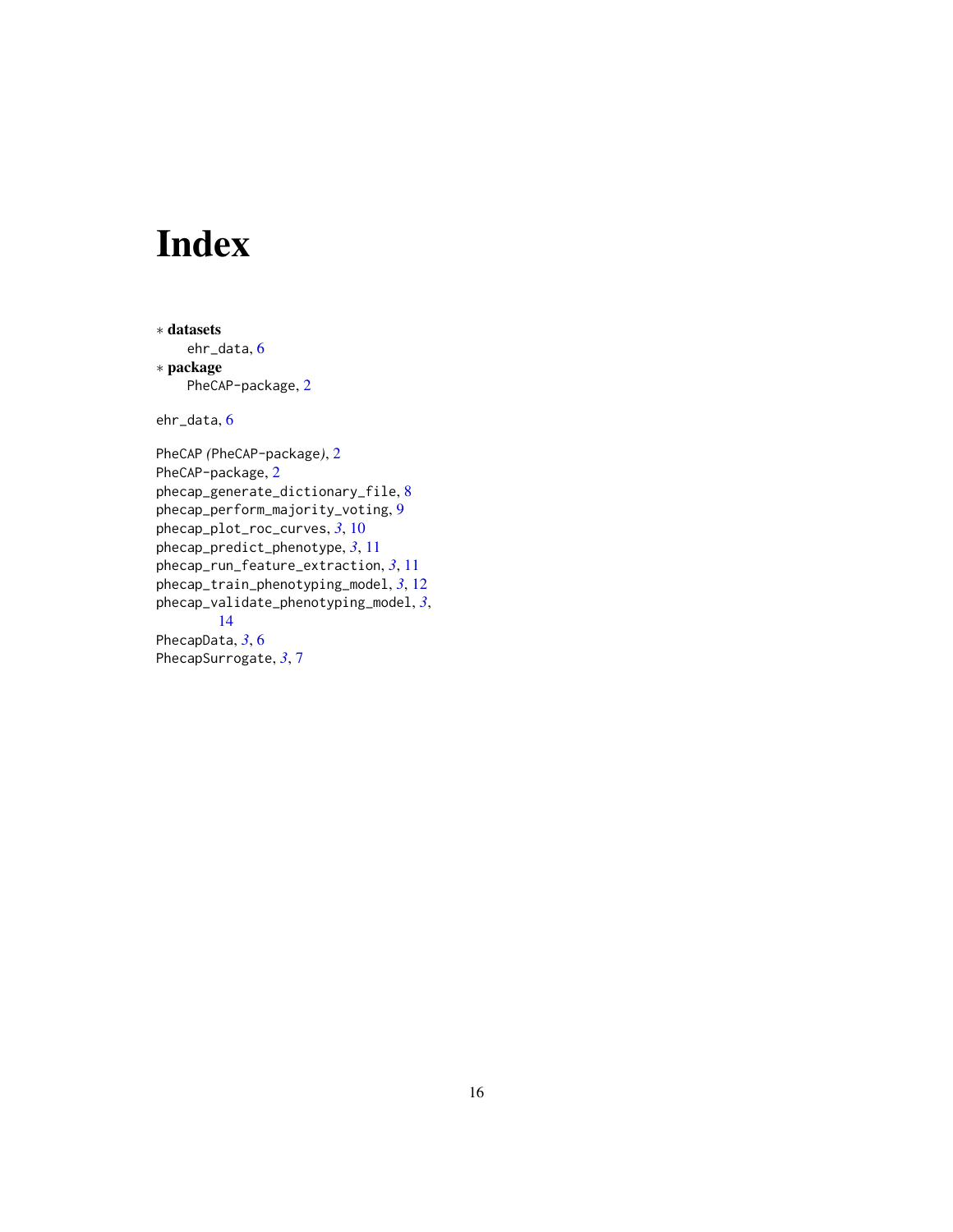# Index

* **datasets**
    ehr_data, 6
* **package**
    PheCAP-package, 2

ehr_data, 6

PheCAP (PheCAP-package), 2
PheCAP-package, 2
phecap_generate_dictionary_file, 8
phecap_perform_majority_voting, 9
phecap_plot_roc_curves, *3*, 10
phecap_predict_phenotype, *3*, 11
phecap_run_feature_extraction, *3*, 11
phecap_train_phenotyping_model, *3*, 12
phecap_validate_phenotyping_model, *3*, 14
PhecapData, *3*, 6
PhecapSurrogate, *3*, 7